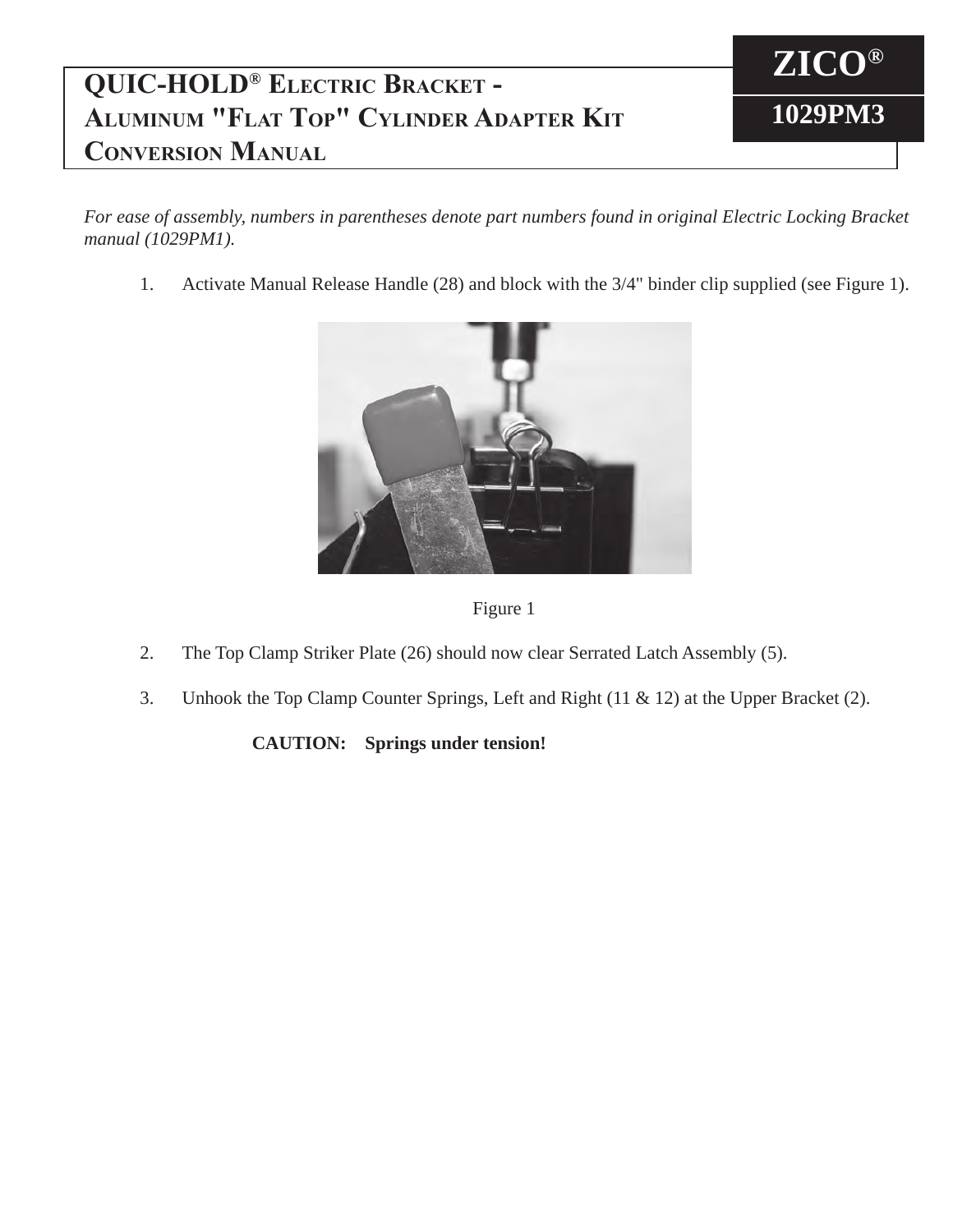# QUIC-HOLD® Electric Bracket - Aluminum "Flat Top" Cylinder Adapter Kit Conversion Manual

**ZICO®**

**1029PM3**

*For ease of assembly, numbers in parentheses denote part numbers found in original Electric Locking Bracket manual (1029PM1).*

1. Activate Manual Release Handle (28) and block with the 3/4" binder clip supplied (see Figure 1).

Figure 1

2. The Top Clamp Striker Plate (26) should now clear Serrated Latch Assembly (5).

3. Unhook the Top Clamp Counter Springs, Left and Right (11 & 12) at the Upper Bracket (2).

**CAUTION: Springs under tension!**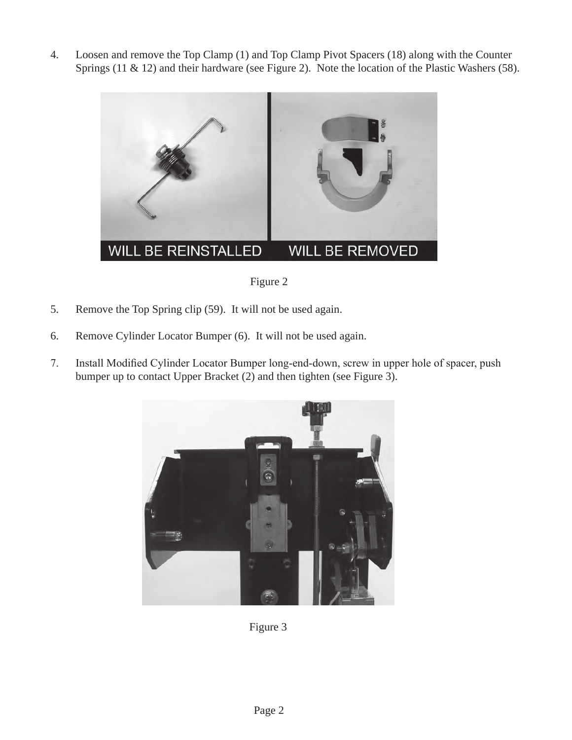4. Loosen and remove the Top Clamp (1) and Top Clamp Pivot Spacers (18) along with the Counter Springs (11 & 12) and their hardware (see Figure 2). Note the location of the Plastic Washers (58).

Figure 2

5. Remove the Top Spring clip (59). It will not be used again.

6. Remove Cylinder Locator Bumper (6). It will not be used again.

7. Install Modified Cylinder Locator Bumper long-end-down, screw in upper hole of spacer, push bumper up to contact Upper Bracket (2) and then tighten (see Figure 3).

Figure 3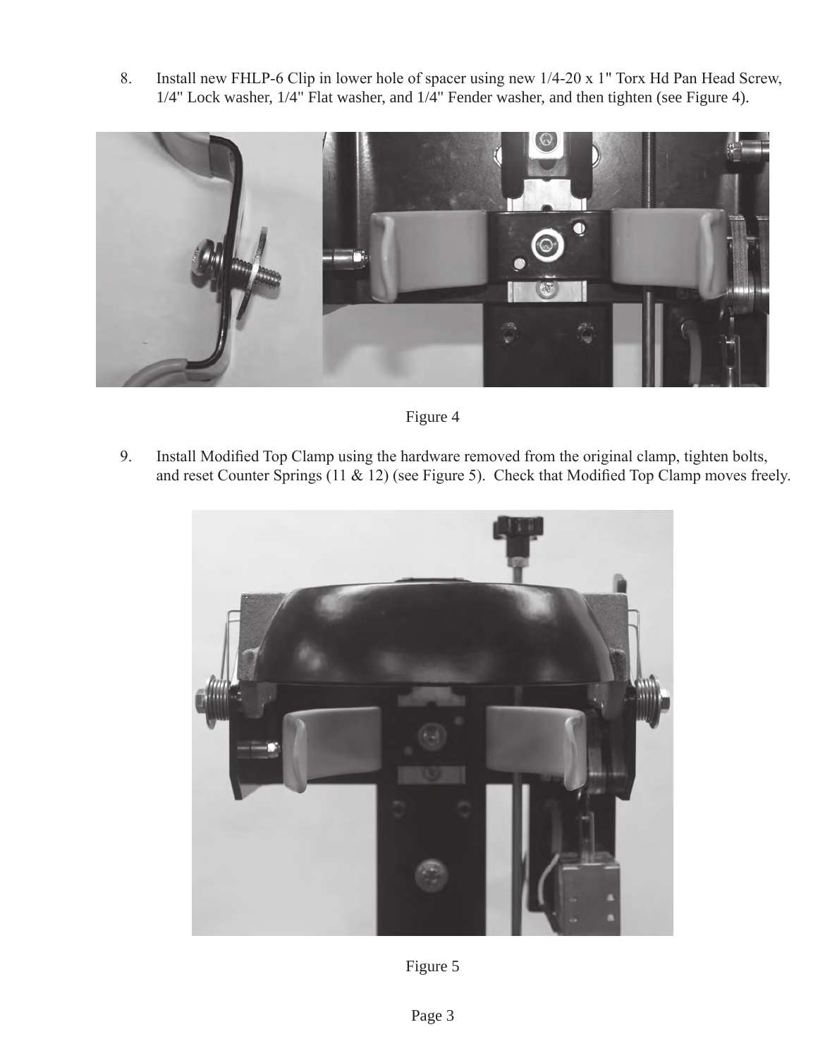8. Install new FHLP-6 Clip in lower hole of spacer using new 1/4-20 x 1" Torx Hd Pan Head Screw, 1/4" Lock washer, 1/4" Flat washer, and 1/4" Fender washer, and then tighten (see Figure 4).

Figure 4

9. Install Modified Top Clamp using the hardware removed from the original clamp, tighten bolts, and reset Counter Springs (11 & 12) (see Figure 5). Check that Modified Top Clamp moves freely.

Figure 5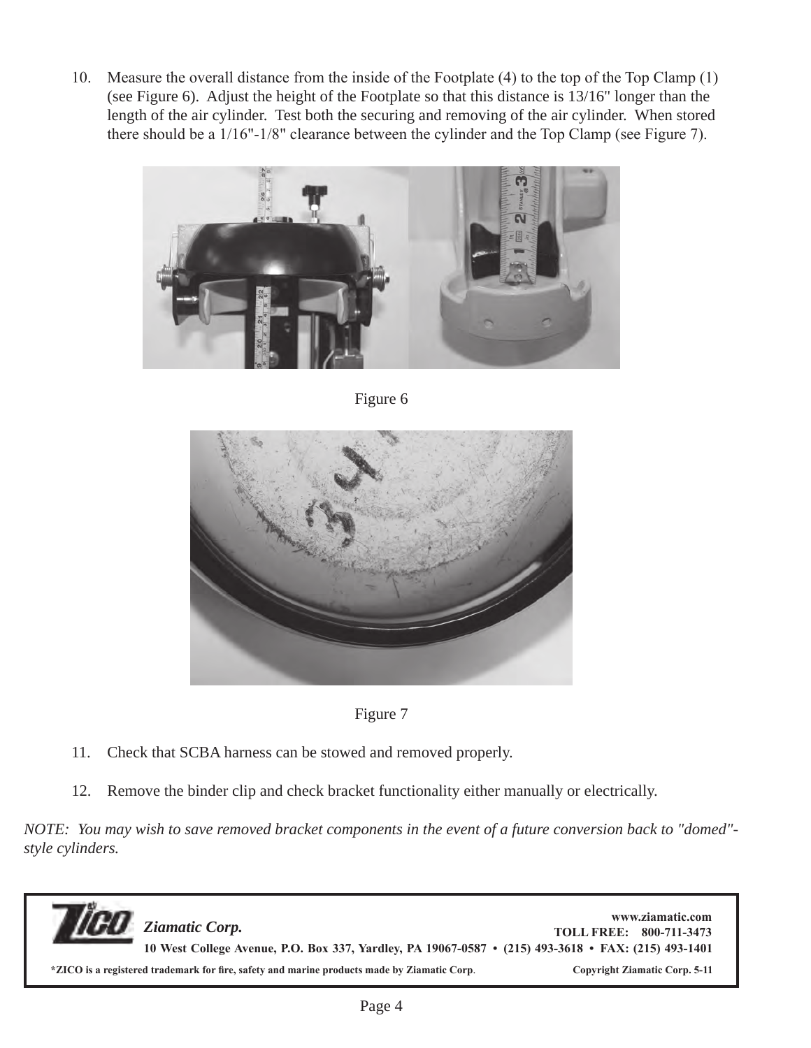10. Measure the overall distance from the inside of the Footplate (4) to the top of the Top Clamp (1) (see Figure 6). Adjust the height of the Footplate so that this distance is 13/16" longer than the length of the air cylinder. Test both the securing and removing of the air cylinder. When stored there should be a 1/16"-1/8" clearance between the cylinder and the Top Clamp (see Figure 7).

Figure 6

Figure 7

11. Check that SCBA harness can be stowed and removed properly.

12. Remove the binder clip and check bracket functionality either manually or electrically.

*NOTE: You may wish to save removed bracket components in the event of a future conversion back to "domed"-style cylinders.*

---

**ZICO** *Ziamatic Corp.*

**www.ziamatic.com**
**TOLL FREE: 800-711-3473**
**10 West College Avenue, P.O. Box 337, Yardley, PA 19067-0587 • (215) 493-3618 • FAX: (215) 493-1401**

**\*ZICO is a registered trademark for fire, safety and marine products made by Ziamatic Corp.** **Copyright Ziamatic Corp. 5-11**